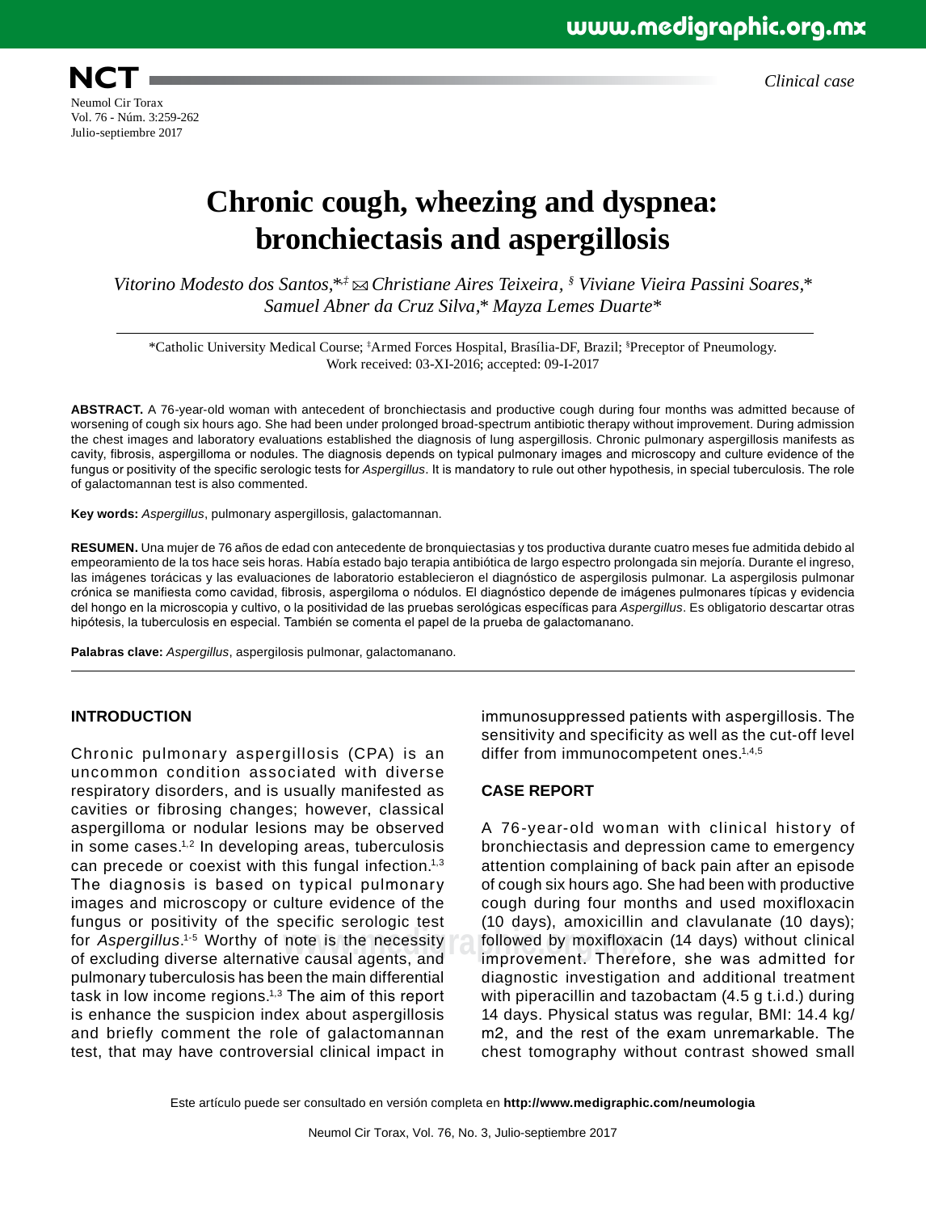Clinical case

# Chronic cough, wheezing and dyspnea: bronchiectasis and aspergillosis

*Vitorino Modesto dos Santos,*[*,‡] ✉ *Christiane Aires Teixeira,*[§] *Viviane Vieira Passini Soares,*[*] *Samuel Abner da Cruz Silva,*[*] *Mayza Lemes Duarte*[*]

[*]Catholic University Medical Course; [‡]Armed Forces Hospital, Brasília-DF, Brazil; [§]Preceptor of Pneumology.
Work received: 03-XI-2016; accepted: 09-I-2017

**ABSTRACT.** A 76-year-old woman with antecedent of bronchiectasis and productive cough during four months was admitted because of worsening of cough six hours ago. She had been under prolonged broad-spectrum antibiotic therapy without improvement. During admission the chest images and laboratory evaluations established the diagnosis of lung aspergillosis. Chronic pulmonary aspergillosis manifests as cavity, fibrosis, aspergilloma or nodules. The diagnosis depends on typical pulmonary images and microscopy and culture evidence of the fungus or positivity of the specific serologic tests for *Aspergillus*. It is mandatory to rule out other hypothesis, in special tuberculosis. The role of galactomannan test is also commented.

**Key words:** *Aspergillus*, pulmonary aspergillosis, galactomannan.

**RESUMEN.** Una mujer de 76 años de edad con antecedente de bronquiectasias y tos productiva durante cuatro meses fue admitida debido al empeoramiento de la tos hace seis horas. Había estado bajo terapia antibiótica de largo espectro prolongada sin mejoría. Durante el ingreso, las imágenes torácicas y las evaluaciones de laboratorio establecieron el diagnóstico de aspergilosis pulmonar. La aspergilosis pulmonar crónica se manifiesta como cavidad, fibrosis, aspergiloma o nódulos. El diagnóstico depende de imágenes pulmonares típicas y evidencia del hongo en la microscopia y cultivo, o la positividad de las pruebas serológicas específicas para *Aspergillus*. Es obligatorio descartar otras hipótesis, la tuberculosis en especial. También se comenta el papel de la prueba de galactomanano.

**Palabras clave:** *Aspergillus*, aspergilosis pulmonar, galactomanano.

## INTRODUCTION

Chronic pulmonary aspergillosis (CPA) is an uncommon condition associated with diverse respiratory disorders, and is usually manifested as cavities or fibrosing changes; however, classical aspergilloma or nodular lesions may be observed in some cases.[1,2] In developing areas, tuberculosis can precede or coexist with this fungal infection.[1,3] The diagnosis is based on typical pulmonary images and microscopy or culture evidence of the fungus or positivity of the specific serologic test for *Aspergillus*.[1-5] Worthy of note is the necessity of excluding diverse alternative causal agents, and pulmonary tuberculosis has been the main differential task in low income regions.[1,3] The aim of this report is enhance the suspicion index about aspergillosis and briefly comment the role of galactomannan test, that may have controversial clinical impact in immunosuppressed patients with aspergillosis. The sensitivity and specificity as well as the cut-off level differ from immunocompetent ones.[1,4,5]

## CASE REPORT

A 76-year-old woman with clinical history of bronchiectasis and depression came to emergency attention complaining of back pain after an episode of cough six hours ago. She had been with productive cough during four months and used moxifloxacin (10 days), amoxicillin and clavulanate (10 days); followed by moxifloxacin (14 days) without clinical improvement. Therefore, she was admitted for diagnostic investigation and additional treatment with piperacillin and tazobactam (4.5 g t.i.d.) during 14 days. Physical status was regular, BMI: 14.4 kg/m2, and the rest of the exam unremarkable. The chest tomography without contrast showed small

Este artículo puede ser consultado en versión completa en **http://www.medigraphic.com/neumologia**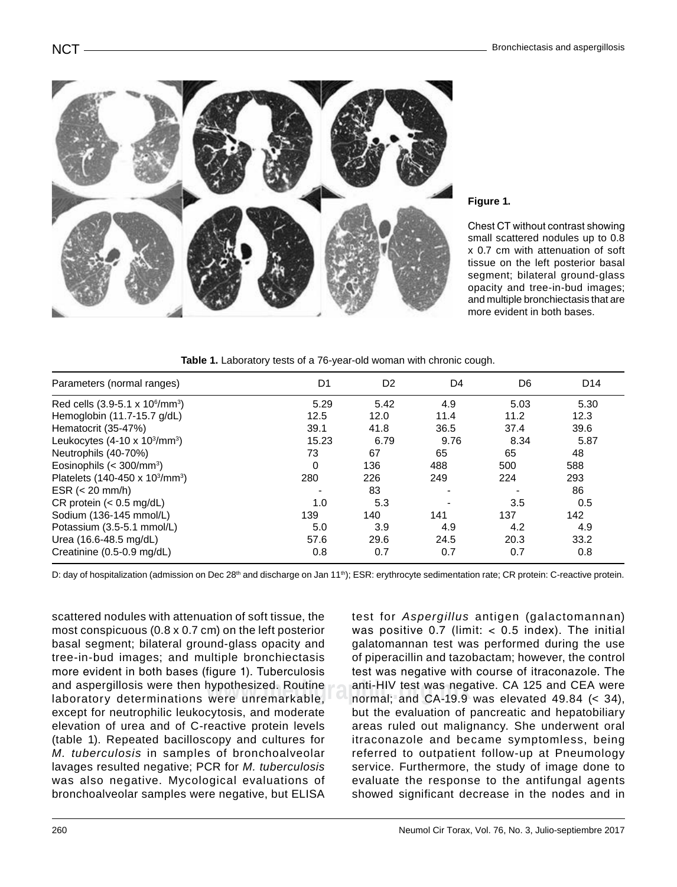**Figure 1.**

Chest CT without contrast showing small scattered nodules up to 0.8 x 0.7 cm with attenuation of soft tissue on the left posterior basal segment; bilateral ground-glass opacity and tree-in-bud images; and multiple bronchiectasis that are more evident in both bases.

**Table 1.** Laboratory tests of a 76-year-old woman with chronic cough.

| Parameters (normal ranges) | D1 | D2 | D4 | D6 | D14 |
|---|---|---|---|---|---|
| Red cells (3.9-5.1 x $10^6$/mm$^3$) | 5.29 | 5.42 | 4.9 | 5.03 | 5.30 |
| Hemoglobin (11.7-15.7 g/dL) | 12.5 | 12.0 | 11.4 | 11.2 | 12.3 |
| Hematocrit (35-47%) | 39.1 | 41.8 | 36.5 | 37.4 | 39.6 |
| Leukocytes (4-10 x $10^3$/mm$^3$) | 15.23 | 6.79 | 9.76 | 8.34 | 5.87 |
| Neutrophils (40-70%) | 73 | 67 | 65 | 65 | 48 |
| Eosinophils (< 300/mm$^3$) | 0 | 136 | 488 | 500 | 588 |
| Platelets (140-450 x $10^3$/mm$^3$) | 280 | 226 | 249 | 224 | 293 |
| ESR (< 20 mm/h) | - | 83 | - | - | 86 |
| CR protein (< 0.5 mg/dL) | 1.0 | 5.3 | - | 3.5 | 0.5 |
| Sodium (136-145 mmol/L) | 139 | 140 | 141 | 137 | 142 |
| Potassium (3.5-5.1 mmol/L) | 5.0 | 3.9 | 4.9 | 4.2 | 4.9 |
| Urea (16.6-48.5 mg/dL) | 57.6 | 29.6 | 24.5 | 20.3 | 33.2 |
| Creatinine (0.5-0.9 mg/dL) | 0.8 | 0.7 | 0.7 | 0.7 | 0.8 |

D: day of hospitalization (admission on Dec 28th and discharge on Jan 11th); ESR: erythrocyte sedimentation rate; CR protein: C-reactive protein.

scattered nodules with attenuation of soft tissue, the most conspicuous (0.8 x 0.7 cm) on the left posterior basal segment; bilateral ground-glass opacity and tree-in-bud images; and multiple bronchiectasis more evident in both bases (figure 1). Tuberculosis and aspergillosis were then hypothesized. Routine laboratory determinations were unremarkable, except for neutrophilic leukocytosis, and moderate elevation of urea and of C-reactive protein levels (table 1). Repeated bacilloscopy and cultures for *M. tuberculosis* in samples of bronchoalveolar lavages resulted negative; PCR for *M. tuberculosis* was also negative. Mycological evaluations of bronchoalveolar samples were negative, but ELISA test for *Aspergillus* antigen (galactomannan) was positive 0.7 (limit: < 0.5 index). The initial galatomannan test was performed during the use of piperacillin and tazobactam; however, the control test was negative with course of itraconazole. The anti-HIV test was negative. CA 125 and CEA were normal; and CA-19.9 was elevated 49.84 (< 34), but the evaluation of pancreatic and hepatobiliary areas ruled out malignancy. She underwent oral itraconazole and became symptomless, being referred to outpatient follow-up at Pneumology service. Furthermore, the study of image done to evaluate the response to the antifungal agents showed significant decrease in the nodes and in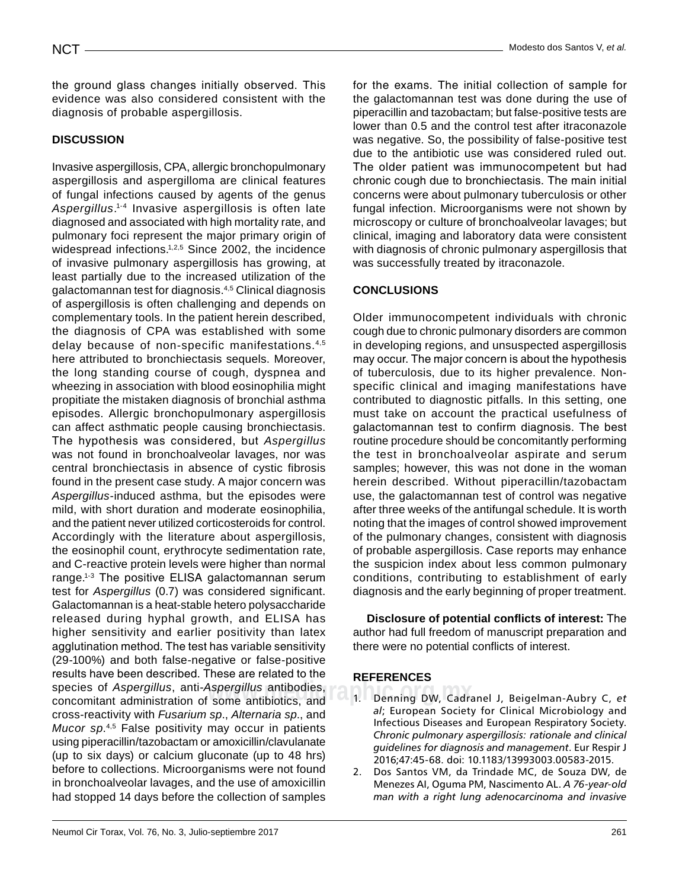the ground glass changes initially observed. This evidence was also considered consistent with the diagnosis of probable aspergillosis.

## DISCUSSION

Invasive aspergillosis, CPA, allergic bronchopulmonary aspergillosis and aspergilloma are clinical features of fungal infections caused by agents of the genus *Aspergillus*.[1-4] Invasive aspergillosis is often late diagnosed and associated with high mortality rate, and pulmonary foci represent the major primary origin of widespread infections.[1,2,5] Since 2002, the incidence of invasive pulmonary aspergillosis has growing, at least partially due to the increased utilization of the galactomannan test for diagnosis.[4,5] Clinical diagnosis of aspergillosis is often challenging and depends on complementary tools. In the patient herein described, the diagnosis of CPA was established with some delay because of non-specific manifestations.[4,5] here attributed to bronchiectasis sequels. Moreover, the long standing course of cough, dyspnea and wheezing in association with blood eosinophilia might propitiate the mistaken diagnosis of bronchial asthma episodes. Allergic bronchopulmonary aspergillosis can affect asthmatic people causing bronchiectasis. The hypothesis was considered, but *Aspergillus* was not found in bronchoalveolar lavages, nor was central bronchiectasis in absence of cystic fibrosis found in the present case study. A major concern was *Aspergillus*-induced asthma, but the episodes were mild, with short duration and moderate eosinophilia, and the patient never utilized corticosteroids for control. Accordingly with the literature about aspergillosis, the eosinophil count, erythrocyte sedimentation rate, and C-reactive protein levels were higher than normal range.[1-3] The positive ELISA galactomannan serum test for *Aspergillus* (0.7) was considered significant. Galactomannan is a heat-stable hetero polysaccharide released during hyphal growth, and ELISA has higher sensitivity and earlier positivity than latex agglutination method. The test has variable sensitivity (29-100%) and both false-negative or false-positive results have been described. These are related to the species of *Aspergillus*, anti-*Aspergillus* antibodies, concomitant administration of some antibiotics, and cross-reactivity with *Fusarium sp*., *Alternaria sp*., and *Mucor sp*.[4,5] False positivity may occur in patients using piperacillin/tazobactam or amoxicillin/clavulanate (up to six days) or calcium gluconate (up to 48 hrs) before to collections. Microorganisms were not found in bronchoalveolar lavages, and the use of amoxicillin had stopped 14 days before the collection of samples for the exams. The initial collection of sample for the galactomannan test was done during the use of piperacillin and tazobactam; but false-positive tests are lower than 0.5 and the control test after itraconazole was negative. So, the possibility of false-positive test due to the antibiotic use was considered ruled out. The older patient was immunocompetent but had chronic cough due to bronchiectasis. The main initial concerns were about pulmonary tuberculosis or other fungal infection. Microorganisms were not shown by microscopy or culture of bronchoalveolar lavages; but clinical, imaging and laboratory data were consistent with diagnosis of chronic pulmonary aspergillosis that was successfully treated by itraconazole.

## CONCLUSIONS

Older immunocompetent individuals with chronic cough due to chronic pulmonary disorders are common in developing regions, and unsuspected aspergillosis may occur. The major concern is about the hypothesis of tuberculosis, due to its higher prevalence. Non-specific clinical and imaging manifestations have contributed to diagnostic pitfalls. In this setting, one must take on account the practical usefulness of galactomannan test to confirm diagnosis. The best routine procedure should be concomitantly performing the test in bronchoalveolar aspirate and serum samples; however, this was not done in the woman herein described. Without piperacillin/tazobactam use, the galactomannan test of control was negative after three weeks of the antifungal schedule. It is worth noting that the images of control showed improvement of the pulmonary changes, consistent with diagnosis of probable aspergillosis. Case reports may enhance the suspicion index about less common pulmonary conditions, contributing to establishment of early diagnosis and the early beginning of proper treatment.

**Disclosure of potential conflicts of interest:** The author had full freedom of manuscript preparation and there were no potential conflicts of interest.

## REFERENCES

1. Denning DW, Cadranel J, Beigelman-Aubry C, *et al*; European Society for Clinical Microbiology and Infectious Diseases and European Respiratory Society. *Chronic pulmonary aspergillosis: rationale and clinical guidelines for diagnosis and management*. Eur Respir J 2016;47:45-68. doi: 10.1183/13993003.00583-2015.
2. Dos Santos VM, da Trindade MC, de Souza DW, de Menezes AI, Oguma PM, Nascimento AL. *A 76-year-old man with a right lung adenocarcinoma and invasive*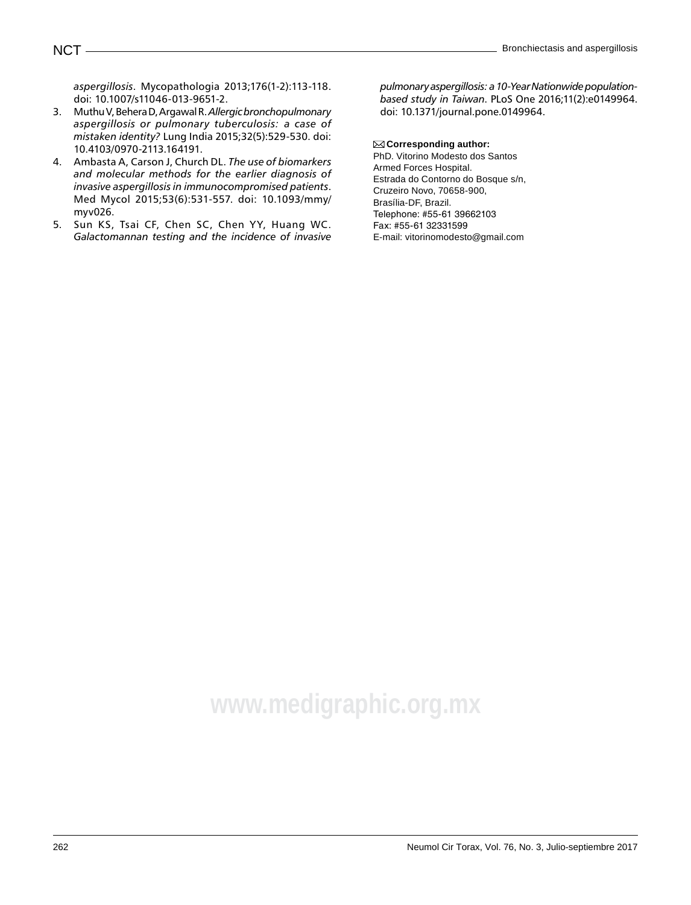*aspergillosis*. Mycopathologia 2013;176(1-2):113-118. doi: 10.1007/s11046-013-9651-2.

3. Muthu V, Behera D, Argawal R. *Allergic bronchopulmonary aspergillosis or pulmonary tuberculosis: a case of mistaken identity?* Lung India 2015;32(5):529-530. doi: 10.4103/0970-2113.164191.
4. Ambasta A, Carson J, Church DL. *The use of biomarkers and molecular methods for the earlier diagnosis of invasive aspergillosis in immunocompromised patients*. Med Mycol 2015;53(6):531-557. doi: 10.1093/mmy/myv026.
5. Sun KS, Tsai CF, Chen SC, Chen YY, Huang WC. *Galactomannan testing and the incidence of invasive pulmonary aspergillosis: a 10-Year Nationwide population-based study in Taiwan*. PLoS One 2016;11(2):e0149964. doi: 10.1371/journal.pone.0149964.

**Corresponding author:**
PhD. Vitorino Modesto dos Santos
Armed Forces Hospital.
Estrada do Contorno do Bosque s/n,
Cruzeiro Novo, 70658-900,
Brasília-DF, Brazil.
Telephone: #55-61 39662103
Fax: #55-61 32331599
E-mail: vitorinomodesto@gmail.com

www.medigraphic.org.mx